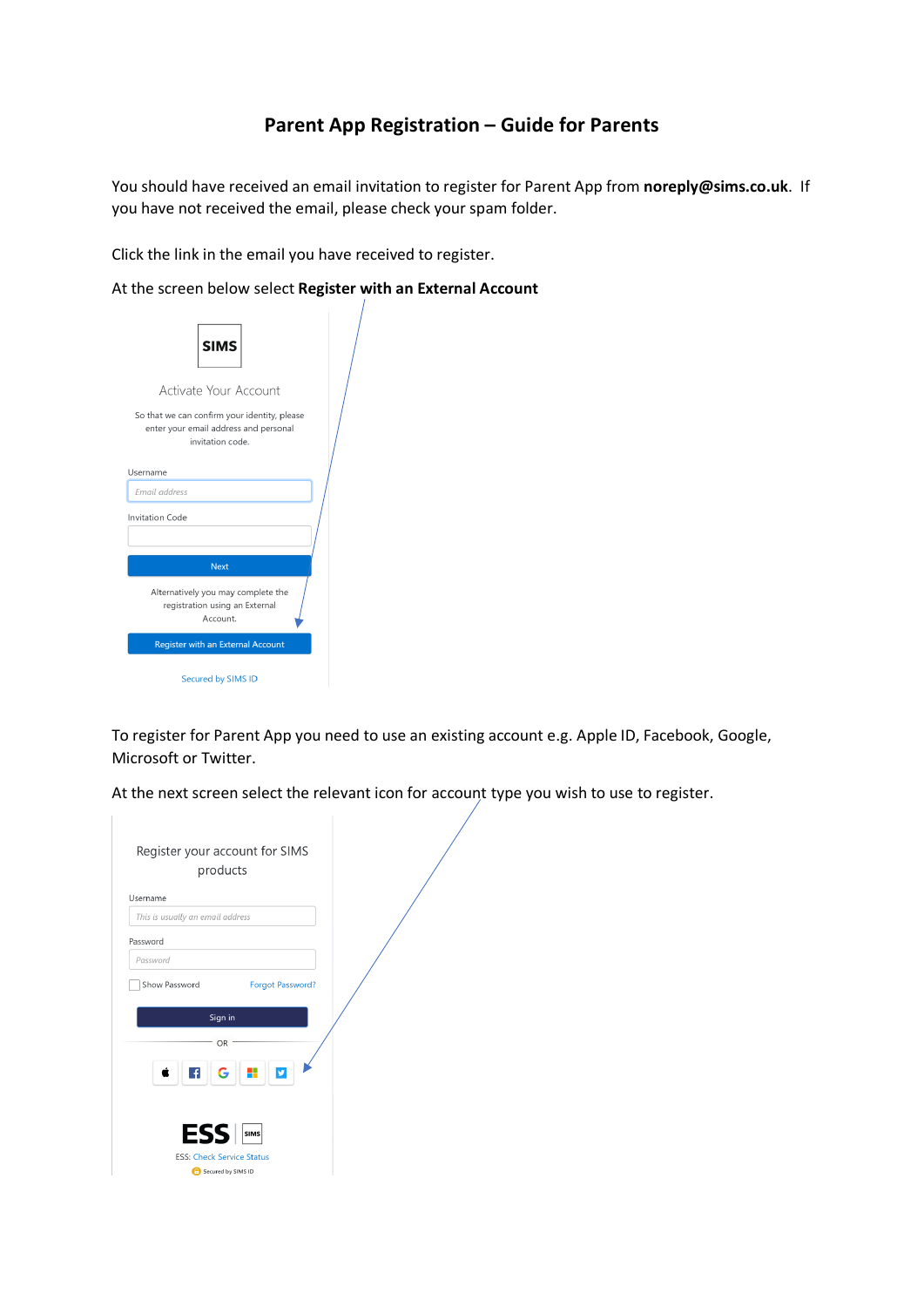# Parent App Registration – Guide for Parents

You should have received an email invitation to register for Parent App from **noreply@sims.co.uk**. If you have not received the email, please check your spam folder.

Click the link in the email you have received to register.

At the screen below select **Register with an External Account**

SIMS

Activate Your Account

So that we can confirm your identity, please enter your email address and personal invitation code.

Username

Email address

Invitation Code

Next

Alternatively you may complete the registration using an External Account.

Register with an External Account

Secured by SIMS ID

To register for Parent App you need to use an existing account e.g. Apple ID, Facebook, Google, Microsoft or Twitter.

At the next screen select the relevant icon for account type you wish to use to register.

Register your account for SIMS products

Username

This is usually an email address

Password

Password

Show Password Forgot Password?

Sign in

OR

ESS SIMS

ESS: Check Service Status

Secured by SIMS ID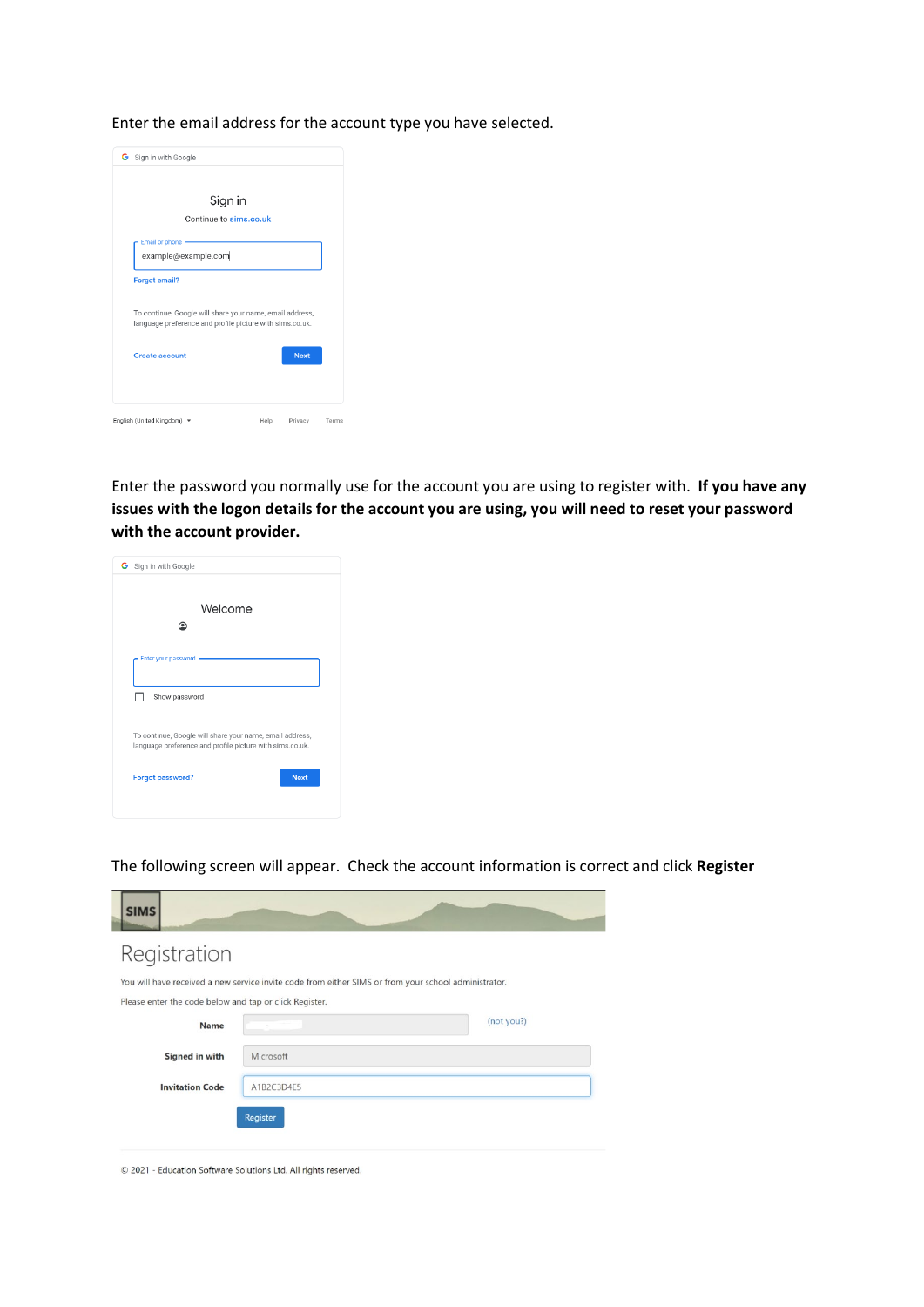Enter the email address for the account type you have selected.

Sign in with Google

Sign in

Continue to sims.co.uk

Email or phone

example@example.com

Forgot email?

To continue, Google will share your name, email address, language preference and profile picture with sims.co.uk.

Create account

Next

English (United Kingdom) Help Privacy Terms

Enter the password you normally use for the account you are using to register with. **If you have any issues with the logon details for the account you are using, you will need to reset your password with the account provider.**

Sign in with Google

Welcome

Enter your password

Show password

To continue, Google will share your name, email address, language preference and profile picture with sims.co.uk.

Forgot password?

Next

The following screen will appear. Check the account information is correct and click **Register**

SIMS

Registration

You will have received a new service invite code from either SIMS or from your school administrator.

Please enter the code below and tap or click Register.

Name (not you?)

Signed in with Microsoft

Invitation Code A1B2C3D4E5

Register

© 2021 - Education Software Solutions Ltd. All rights reserved.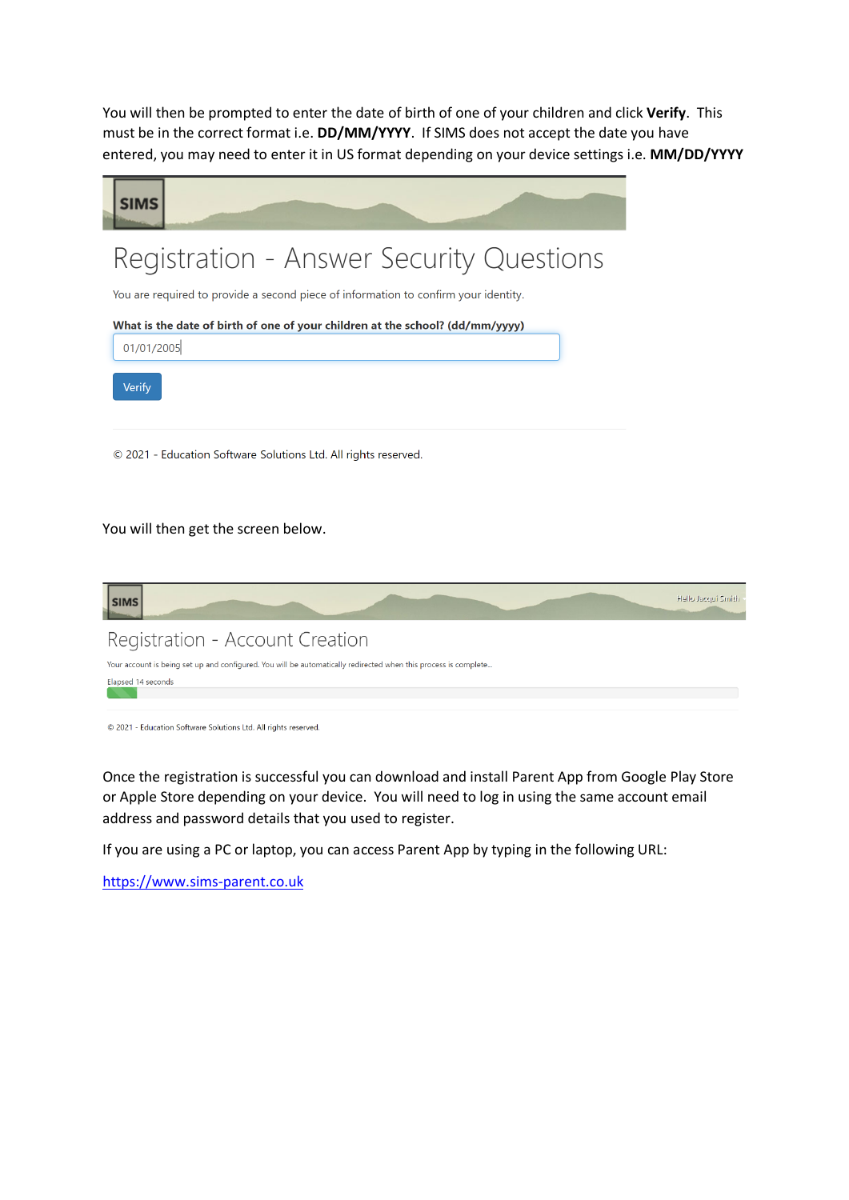You will then be prompted to enter the date of birth of one of your children and click **Verify**. This must be in the correct format i.e. **DD/MM/YYYY**. If SIMS does not accept the date you have entered, you may need to enter it in US format depending on your device settings i.e. **MM/DD/YYYY**

SIMS

Registration - Answer Security Questions

You are required to provide a second piece of information to confirm your identity.

**What is the date of birth of one of your children at the school? (dd/mm/yyyy)**

01/01/2005

Verify

© 2021 - Education Software Solutions Ltd. All rights reserved.

You will then get the screen below.

SIMS

Hello Jacqui Smith

Registration - Account Creation

Your account is being set up and configured. You will be automatically redirected when this process is complete..

Elapsed 14 seconds

© 2021 - Education Software Solutions Ltd. All rights reserved.

Once the registration is successful you can download and install Parent App from Google Play Store or Apple Store depending on your device. You will need to log in using the same account email address and password details that you used to register.

If you are using a PC or laptop, you can access Parent App by typing in the following URL:

https://www.sims-parent.co.uk